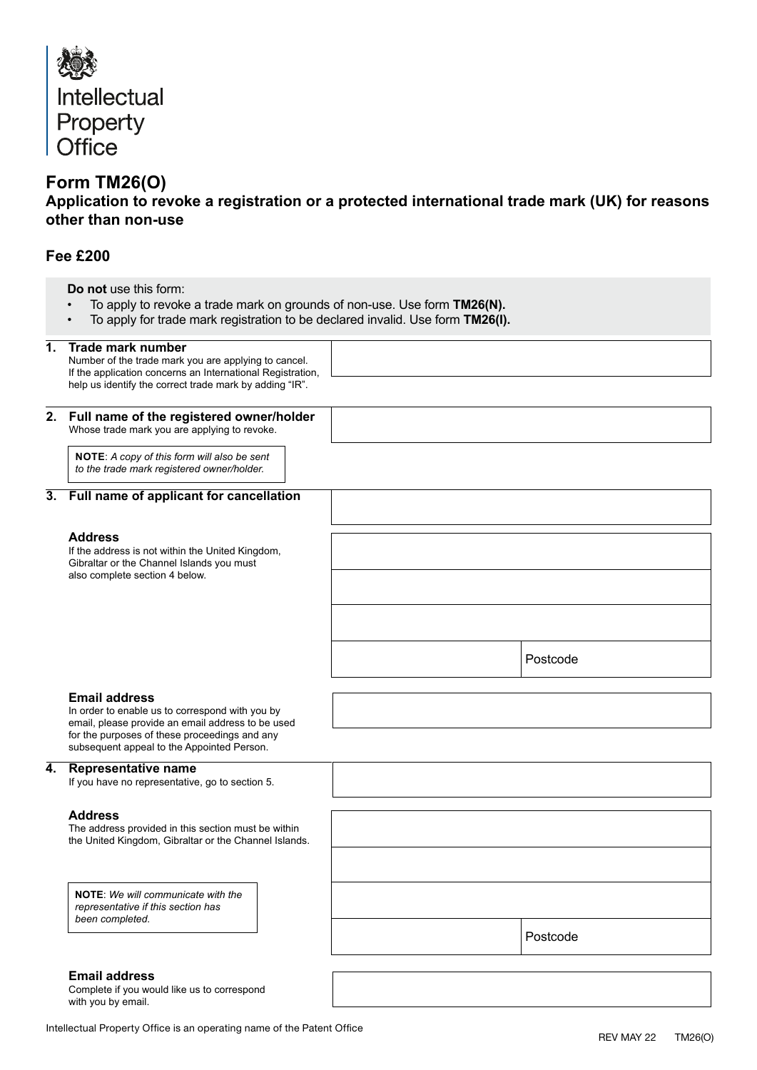Intellectual Property Office

# Form TM26(O)

## Application to revoke a registration or a protected international trade mark (UK) for reasons other than non-use

### Fee £200

**Do not** use this form:

- To apply to revoke a trade mark on grounds of non-use. Use form **TM26(N).**
- To apply for trade mark registration to be declared invalid. Use form **TM26(I).**

**1. Trade mark number**
Number of the trade mark you are applying to cancel. If the application concerns an International Registration, help us identify the correct trade mark by adding "IR".

**2. Full name of the registered owner/holder**
Whose trade mark you are applying to revoke.

**NOTE**: *A copy of this form will also be sent to the trade mark registered owner/holder.*

**3. Full name of applicant for cancellation**

**Address**
If the address is not within the United Kingdom, Gibraltar or the Channel Islands you must also complete section 4 below.

Postcode

**Email address**
In order to enable us to correspond with you by email, please provide an email address to be used for the purposes of these proceedings and any subsequent appeal to the Appointed Person.

**4. Representative name**
If you have no representative, go to section 5.

**Address**
The address provided in this section must be within the United Kingdom, Gibraltar or the Channel Islands.

**NOTE**: *We will communicate with the representative if this section has been completed.*

Postcode

**Email address**
Complete if you would like us to correspond with you by email.

Intellectual Property Office is an operating name of the Patent Office

REV MAY 22 TM26(O)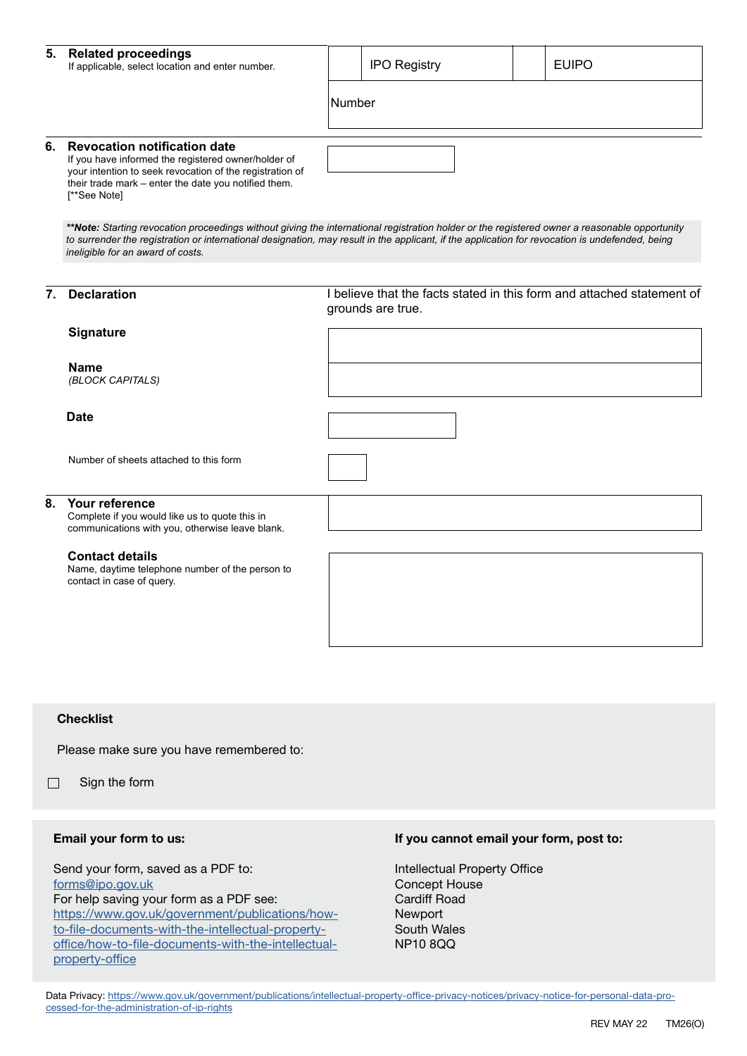**5. Related proceedings**
If applicable, select location and enter number.

| | IPO Registry | | EUIPO |
|---|---|---|---|
| Number | | | |

**6. Revocation notification date**
If you have informed the registered owner/holder of your intention to seek revocation of the registration of their trade mark – enter the date you notified them. [**See Note]

***Note:** *Starting revocation proceedings without giving the international registration holder or the registered owner a reasonable opportunity to surrender the registration or international designation, may result in the applicant, if the application for revocation is undefended, being ineligible for an award of costs.*

**7. Declaration**

I believe that the facts stated in this form and attached statement of grounds are true.

**Signature**

**Name**
*(BLOCK CAPITALS)*

**Date**

Number of sheets attached to this form

**8. Your reference**
Complete if you would like us to quote this in communications with you, otherwise leave blank.

**Contact details**
Name, daytime telephone number of the person to contact in case of query.

**Checklist**

Please make sure you have remembered to:

- [ ] Sign the form

**Email your form to us:**

Send your form, saved as a PDF to:
forms@ipo.gov.uk
For help saving your form as a PDF see:
https://www.gov.uk/government/publications/how-to-file-documents-with-the-intellectual-property-office/how-to-file-documents-with-the-intellectual-property-office

**If you cannot email your form, post to:**

Intellectual Property Office
Concept House
Cardiff Road
Newport
South Wales
NP10 8QQ

Data Privacy: https://www.gov.uk/government/publications/intellectual-property-office-privacy-notices/privacy-notice-for-personal-data-processed-for-the-administration-of-ip-rights

REV MAY 22 TM26(O)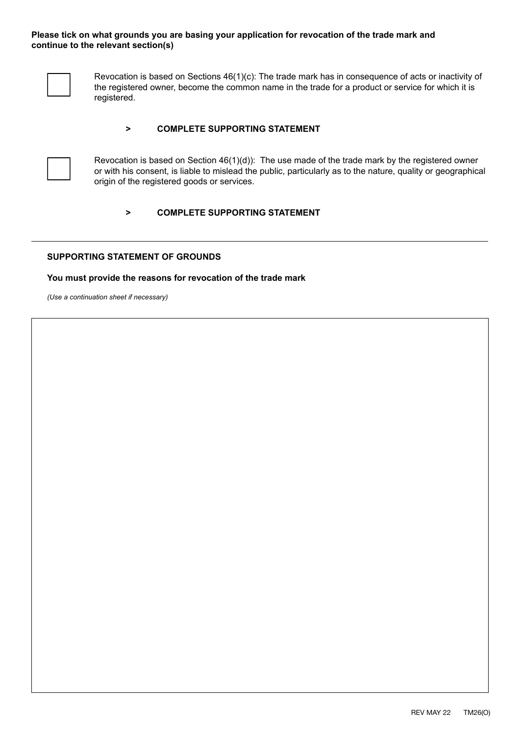**Please tick on what grounds you are basing your application for revocation of the trade mark and continue to the relevant section(s)**

☐ Revocation is based on Sections 46(1)(c): The trade mark has in consequence of acts or inactivity of the registered owner, become the common name in the trade for a product or service for which it is registered.

> **COMPLETE SUPPORTING STATEMENT**

☐ Revocation is based on Section 46(1)(d)): The use made of the trade mark by the registered owner or with his consent, is liable to mislead the public, particularly as to the nature, quality or geographical origin of the registered goods or services.

> **COMPLETE SUPPORTING STATEMENT**

---

**SUPPORTING STATEMENT OF GROUNDS**

**You must provide the reasons for revocation of the trade mark**

*(Use a continuation sheet if necessary)*

REV MAY 22 TM26(O)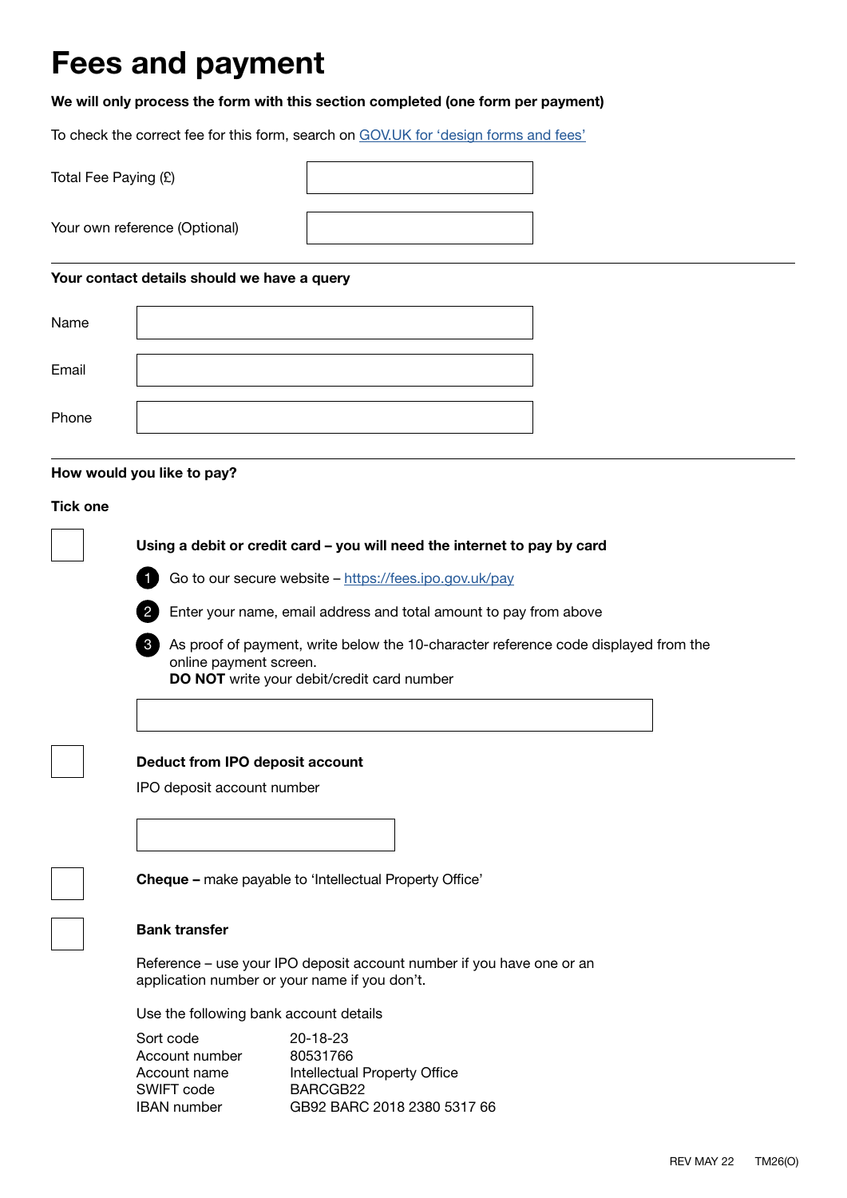# Fees and payment

**We will only process the form with this section completed (one form per payment)**

To check the correct fee for this form, search on GOV.UK for 'design forms and fees'

Total Fee Paying (£)

Your own reference (Optional)

**Your contact details should we have a query**

Name

Email

Phone

**How would you like to pay?**

**Tick one**

☐ **Using a debit or credit card – you will need the internet to pay by card**

1. Go to our secure website – https://fees.ipo.gov.uk/pay
2. Enter your name, email address and total amount to pay from above
3. As proof of payment, write below the 10-character reference code displayed from the online payment screen.
   **DO NOT** write your debit/credit card number

☐ **Deduct from IPO deposit account**

IPO deposit account number

☐ **Cheque –** make payable to 'Intellectual Property Office'

☐ **Bank transfer**

Reference – use your IPO deposit account number if you have one or an application number or your name if you don't.

Use the following bank account details

| | |
|---|---|
| Sort code | 20-18-23 |
| Account number | 80531766 |
| Account name | Intellectual Property Office |
| SWIFT code | BARCGB22 |
| IBAN number | GB92 BARC 2018 2380 5317 66 |

REV MAY 22 TM26(O)